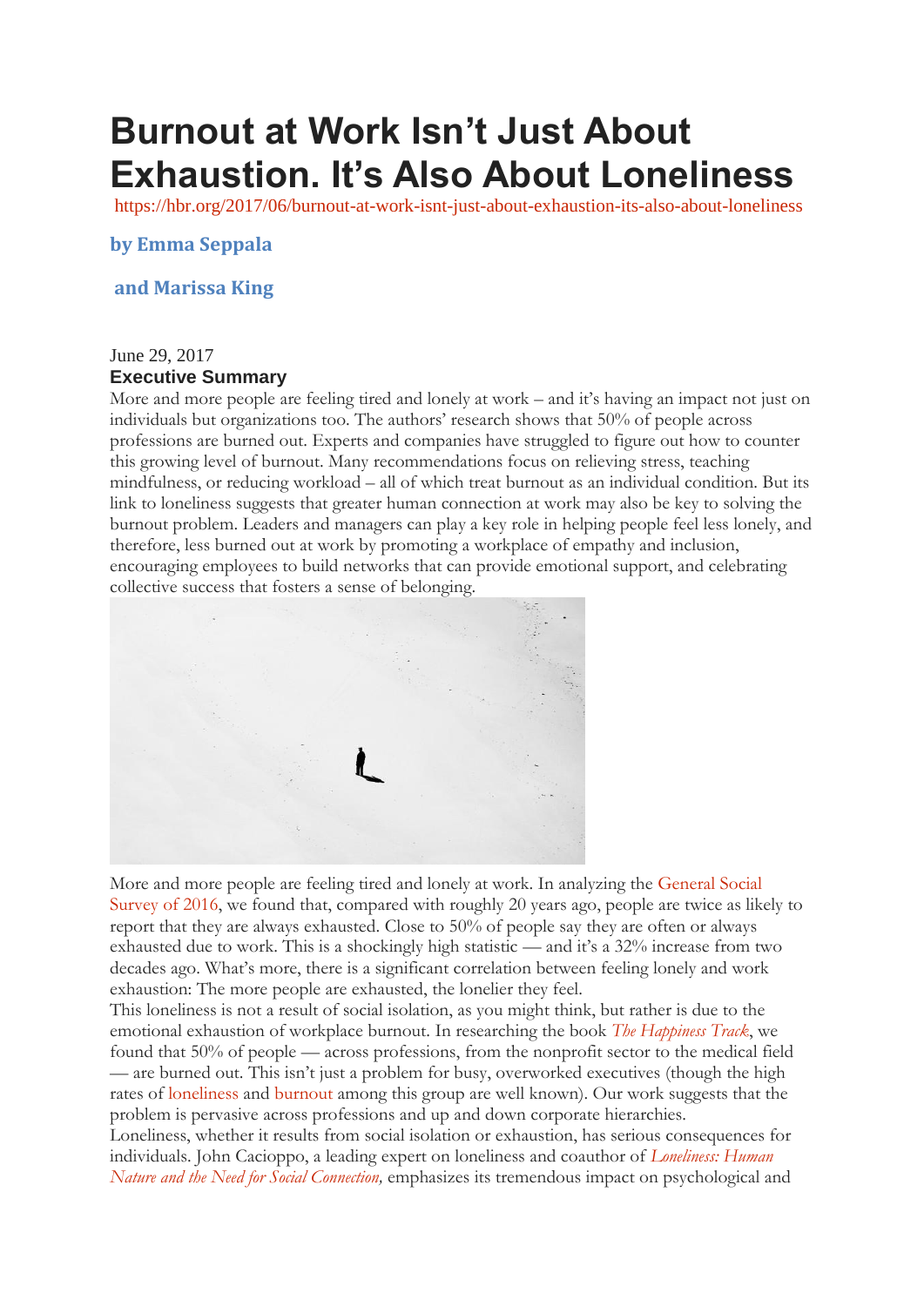# Burnout at Work Isn't Just About Exhaustion. It's Also About Loneliness

https://hbr.org/2017/06/burnout-at-work-isnt-just-about-exhaustion-its-also-about-loneliness

**by Emma Seppala**

**and Marissa King**

June 29, 2017

### Executive Summary

More and more people are feeling tired and lonely at work – and it's having an impact not just on individuals but organizations too. The authors' research shows that 50% of people across professions are burned out. Experts and companies have struggled to figure out how to counter this growing level of burnout. Many recommendations focus on relieving stress, teaching mindfulness, or reducing workload – all of which treat burnout as an individual condition. But its link to loneliness suggests that greater human connection at work may also be key to solving the burnout problem. Leaders and managers can play a key role in helping people feel less lonely, and therefore, less burned out at work by promoting a workplace of empathy and inclusion, encouraging employees to build networks that can provide emotional support, and celebrating collective success that fosters a sense of belonging.

More and more people are feeling tired and lonely at work. In analyzing the General Social Survey of 2016, we found that, compared with roughly 20 years ago, people are twice as likely to report that they are always exhausted. Close to 50% of people say they are often or always exhausted due to work. This is a shockingly high statistic — and it's a 32% increase from two decades ago. What's more, there is a significant correlation between feeling lonely and work exhaustion: The more people are exhausted, the lonelier they feel.

This loneliness is not a result of social isolation, as you might think, but rather is due to the emotional exhaustion of workplace burnout. In researching the book *The Happiness Track*, we found that 50% of people — across professions, from the nonprofit sector to the medical field — are burned out. This isn't just a problem for busy, overworked executives (though the high rates of loneliness and burnout among this group are well known). Our work suggests that the problem is pervasive across professions and up and down corporate hierarchies.

Loneliness, whether it results from social isolation or exhaustion, has serious consequences for individuals. John Cacioppo, a leading expert on loneliness and coauthor of *Loneliness: Human Nature and the Need for Social Connection,* emphasizes its tremendous impact on psychological and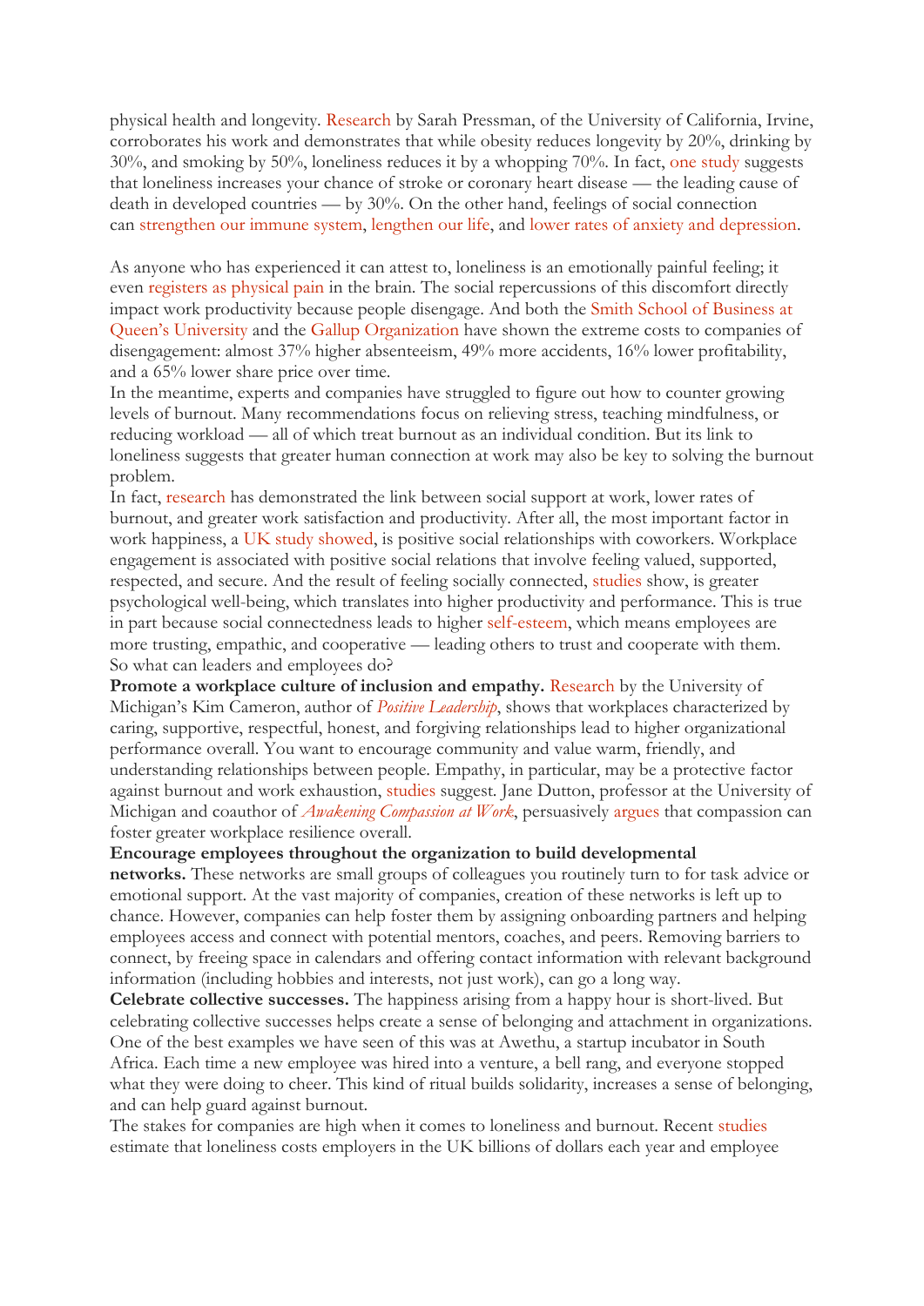physical health and longevity. Research by Sarah Pressman, of the University of California, Irvine, corroborates his work and demonstrates that while obesity reduces longevity by 20%, drinking by 30%, and smoking by 50%, loneliness reduces it by a whopping 70%. In fact, one study suggests that loneliness increases your chance of stroke or coronary heart disease — the leading cause of death in developed countries — by 30%. On the other hand, feelings of social connection can strengthen our immune system, lengthen our life, and lower rates of anxiety and depression.

As anyone who has experienced it can attest to, loneliness is an emotionally painful feeling; it even registers as physical pain in the brain. The social repercussions of this discomfort directly impact work productivity because people disengage. And both the Smith School of Business at Queen's University and the Gallup Organization have shown the extreme costs to companies of disengagement: almost 37% higher absenteeism, 49% more accidents, 16% lower profitability, and a 65% lower share price over time.

In the meantime, experts and companies have struggled to figure out how to counter growing levels of burnout. Many recommendations focus on relieving stress, teaching mindfulness, or reducing workload — all of which treat burnout as an individual condition. But its link to loneliness suggests that greater human connection at work may also be key to solving the burnout problem.

In fact, research has demonstrated the link between social support at work, lower rates of burnout, and greater work satisfaction and productivity. After all, the most important factor in work happiness, a UK study showed, is positive social relationships with coworkers. Workplace engagement is associated with positive social relations that involve feeling valued, supported, respected, and secure. And the result of feeling socially connected, studies show, is greater psychological well-being, which translates into higher productivity and performance. This is true in part because social connectedness leads to higher self-esteem, which means employees are more trusting, empathic, and cooperative — leading others to trust and cooperate with them.

So what can leaders and employees do?

**Promote a workplace culture of inclusion and empathy.** Research by the University of Michigan's Kim Cameron, author of *Positive Leadership*, shows that workplaces characterized by caring, supportive, respectful, honest, and forgiving relationships lead to higher organizational performance overall. You want to encourage community and value warm, friendly, and understanding relationships between people. Empathy, in particular, may be a protective factor against burnout and work exhaustion, studies suggest. Jane Dutton, professor at the University of Michigan and coauthor of *Awakening Compassion at Work*, persuasively argues that compassion can foster greater workplace resilience overall.

**Encourage employees throughout the organization to build developmental networks.** These networks are small groups of colleagues you routinely turn to for task advice or emotional support. At the vast majority of companies, creation of these networks is left up to chance. However, companies can help foster them by assigning onboarding partners and helping employees access and connect with potential mentors, coaches, and peers. Removing barriers to connect, by freeing space in calendars and offering contact information with relevant background information (including hobbies and interests, not just work), can go a long way.

**Celebrate collective successes.** The happiness arising from a happy hour is short-lived. But celebrating collective successes helps create a sense of belonging and attachment in organizations. One of the best examples we have seen of this was at Awethu, a startup incubator in South Africa. Each time a new employee was hired into a venture, a bell rang, and everyone stopped what they were doing to cheer. This kind of ritual builds solidarity, increases a sense of belonging, and can help guard against burnout.

The stakes for companies are high when it comes to loneliness and burnout. Recent studies estimate that loneliness costs employers in the UK billions of dollars each year and employee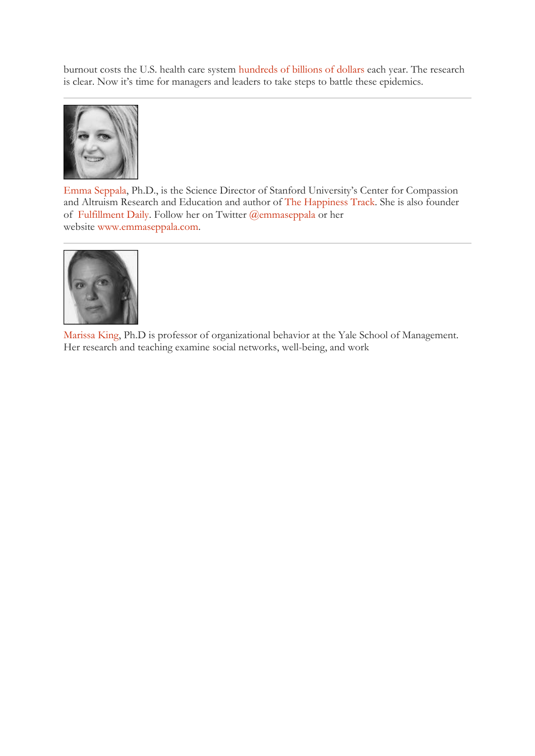burnout costs the U.S. health care system hundreds of billions of dollars each year. The research is clear. Now it's time for managers and leaders to take steps to battle these epidemics.

---

Emma Seppala, Ph.D., is the Science Director of Stanford University's Center for Compassion and Altruism Research and Education and author of The Happiness Track. She is also founder of Fulfillment Daily. Follow her on Twitter @emmaseppala or her website www.emmaseppala.com.

---

Marissa King, Ph.D is professor of organizational behavior at the Yale School of Management. Her research and teaching examine social networks, well-being, and work